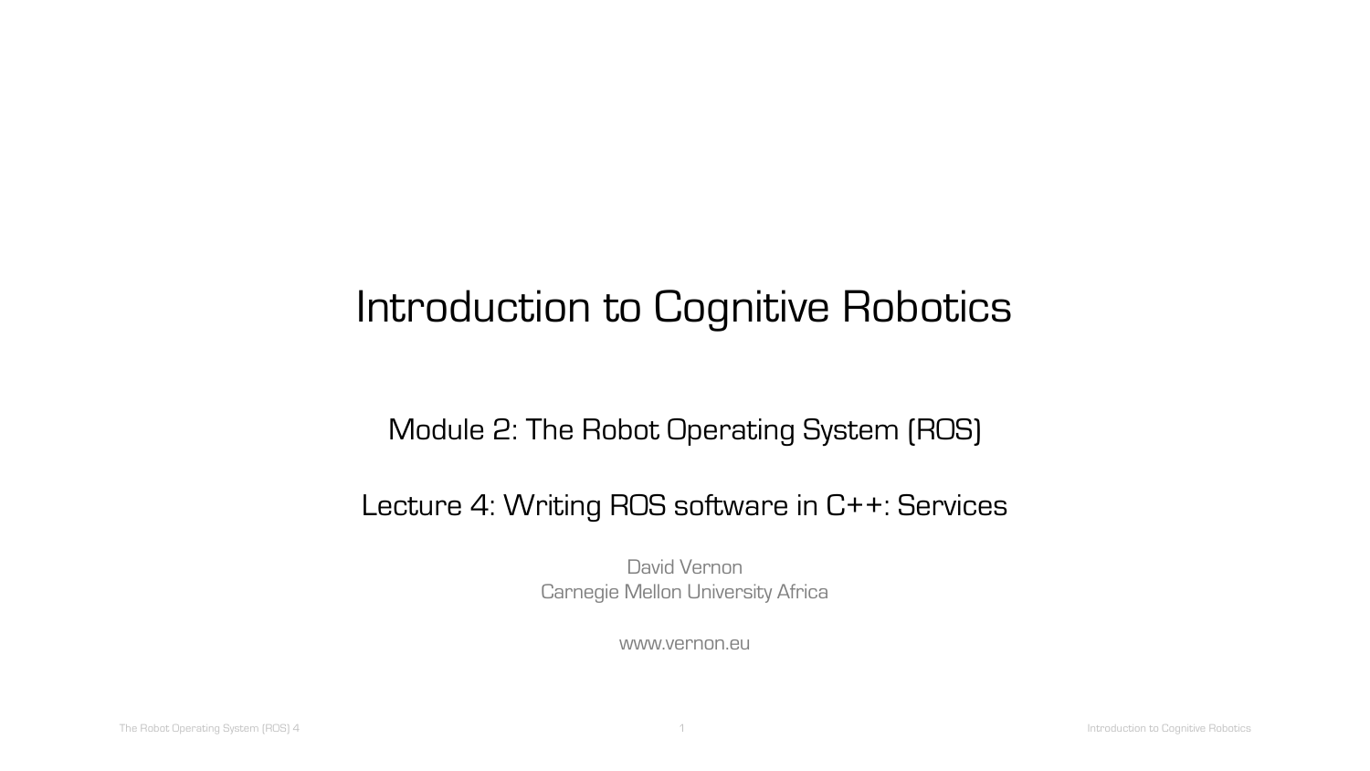# Introduction to Cognitive Robotics

## Module 2: The Robot Operating System (ROS)

## Lecture 4: Writing ROS software in C++: Services

David Vernon
Carnegie Mellon University Africa

www.vernon.eu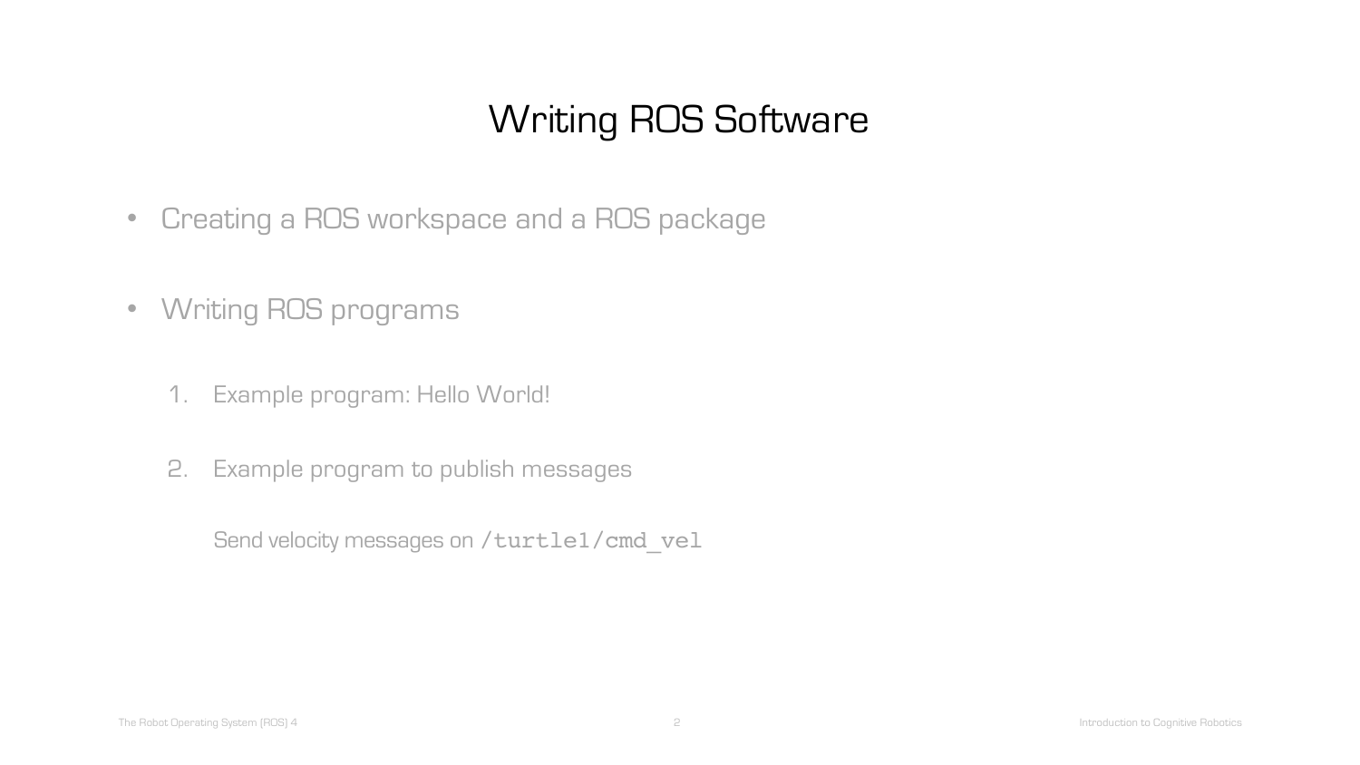# Writing ROS Software

- Creating a ROS workspace and a ROS package
- Writing ROS programs
  1. Example program: Hello World!
  2. Example program to publish messages

     Send velocity messages on `/turtle1/cmd_vel`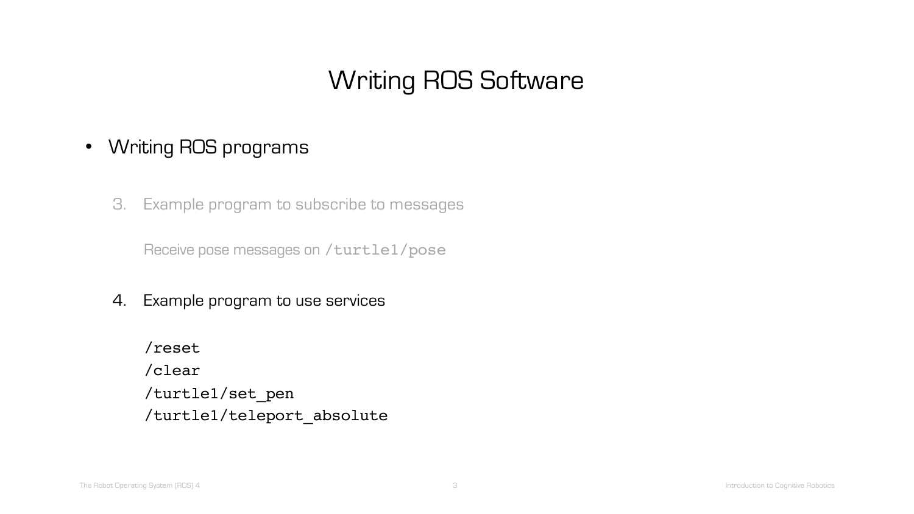# Writing ROS Software

- Writing ROS programs

3. Example program to subscribe to messages

   Receive pose messages on `/turtle1/pose`

4. Example program to use services

```
/reset
/clear
/turtle1/set_pen
/turtle1/teleport_absolute
```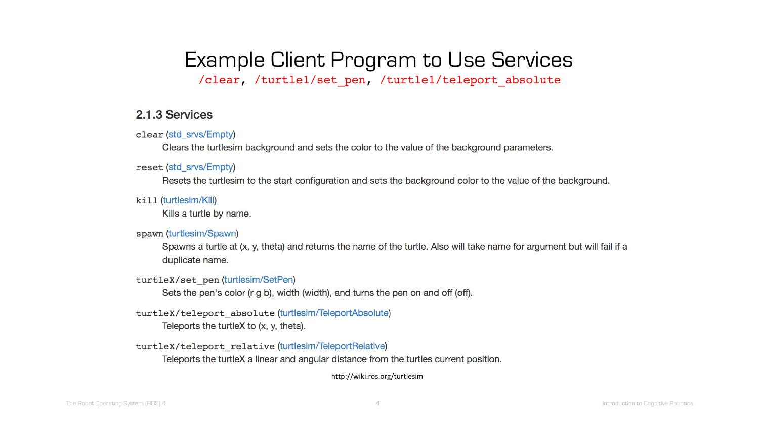# Example Client Program to Use Services

`/clear`, `/turtle1/set_pen`, `/turtle1/teleport_absolute`

### 2.1.3 Services

`clear` (std_srvs/Empty)

Clears the turtlesim background and sets the color to the value of the background parameters.

`reset` (std_srvs/Empty)

Resets the turtlesim to the start configuration and sets the background color to the value of the background.

`kill` (turtlesim/Kill)

Kills a turtle by name.

`spawn` (turtlesim/Spawn)

Spawns a turtle at (x, y, theta) and returns the name of the turtle. Also will take name for argument but will fail if a duplicate name.

`turtleX/set_pen` (turtlesim/SetPen)

Sets the pen's color (r g b), width (width), and turns the pen on and off (off).

`turtleX/teleport_absolute` (turtlesim/TeleportAbsolute)

Teleports the turtleX to (x, y, theta).

`turtleX/teleport_relative` (turtlesim/TeleportRelative)

Teleports the turtleX a linear and angular distance from the turtles current position.

http://wiki.ros.org/turtlesim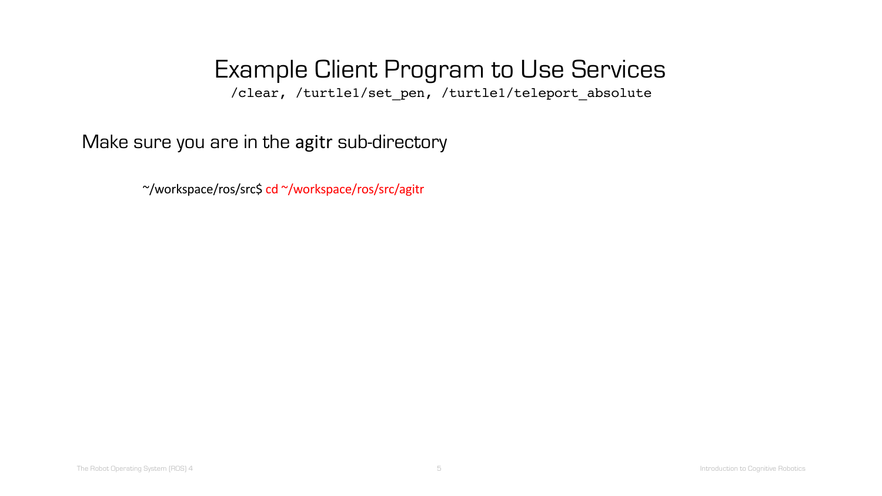# Example Client Program to Use Services

/clear, /turtle1/set_pen, /turtle1/teleport_absolute

Make sure you are in the **agitr** sub-directory

```
~/workspace/ros/src$ cd ~/workspace/ros/src/agitr
```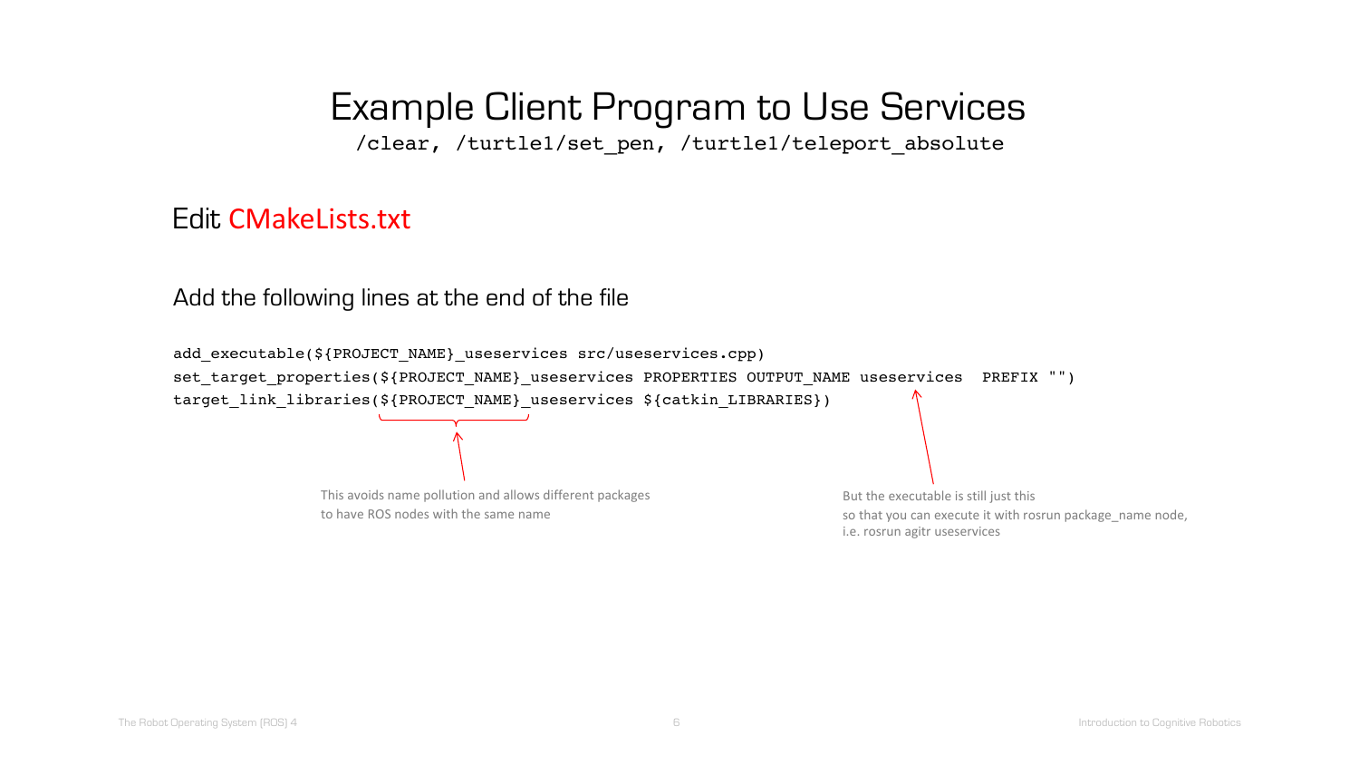# Example Client Program to Use Services

/clear, /turtle1/set_pen, /turtle1/teleport_absolute

## Edit CMakeLists.txt

Add the following lines at the end of the file

```
add_executable(${PROJECT_NAME}_useservices src/useservices.cpp)
set_target_properties(${PROJECT_NAME}_useservices PROPERTIES OUTPUT_NAME useservices  PREFIX "")
target_link_libraries(${PROJECT_NAME}_useservices ${catkin_LIBRARIES})
```

This avoids name pollution and allows different packages to have ROS nodes with the same name

But the executable is still just this so that you can execute it with rosrun package_name node, i.e. rosrun agitr useservices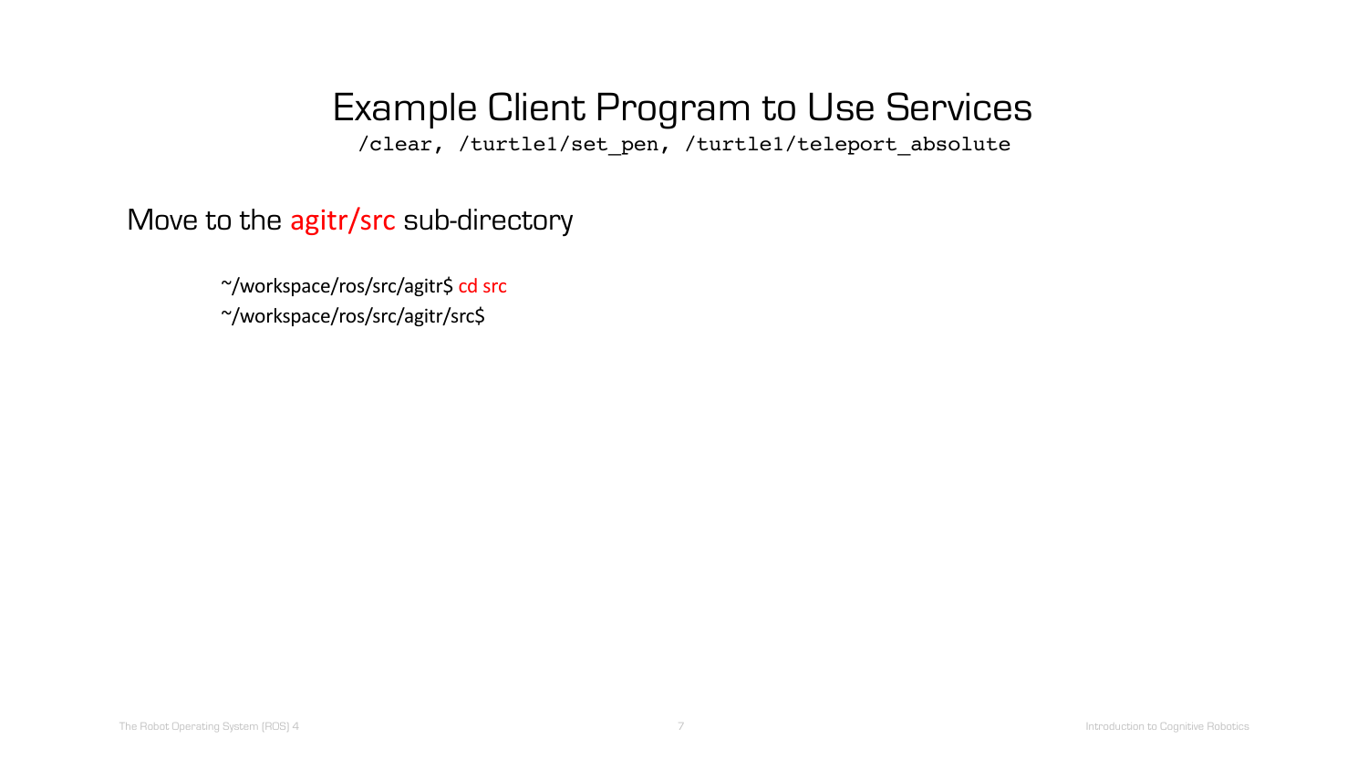# Example Client Program to Use Services

`/clear, /turtle1/set_pen, /turtle1/teleport_absolute`

Move to the agitr/src sub-directory

```
~/workspace/ros/src/agitr$ cd src
~/workspace/ros/src/agitr/src$
```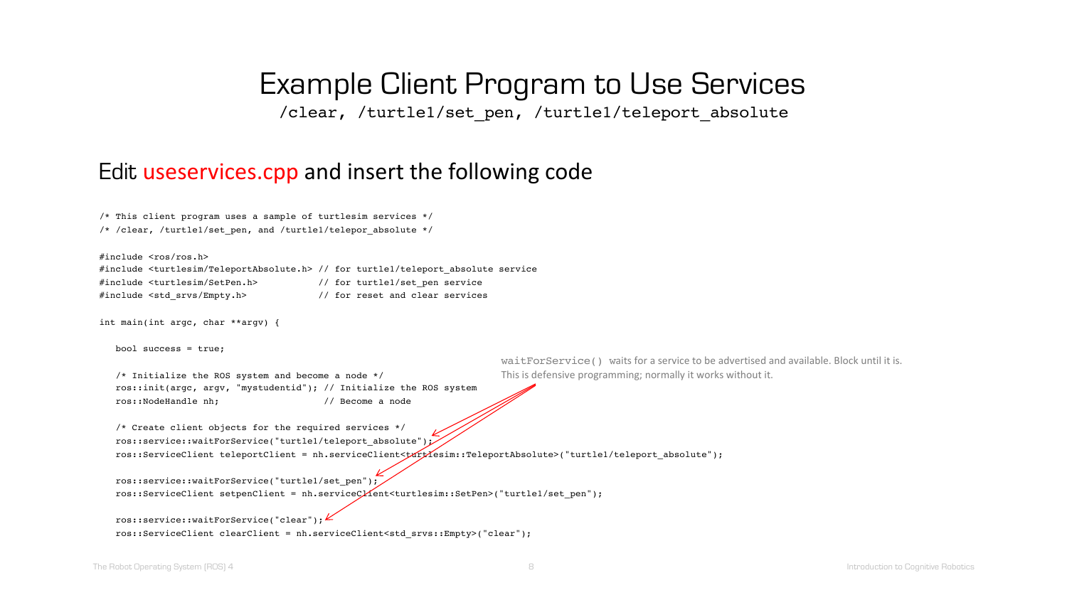# Example Client Program to Use Services

/clear, /turtle1/set_pen, /turtle1/teleport_absolute

## Edit useservices.cpp and insert the following code

```
/* This client program uses a sample of turtlesim services */
/* /clear, /turtle1/set_pen, and /turtle1/telepor_absolute */

#include <ros/ros.h>
#include <turtlesim/TeleportAbsolute.h> // for turtle1/teleport_absolute service
#include <turtlesim/SetPen.h>           // for turtle1/set_pen service
#include <std_srvs/Empty.h>             // for reset and clear services

int main(int argc, char **argv) {

   bool success = true;

   /* Initialize the ROS system and become a node */
   ros::init(argc, argv, "mystudentid"); // Initialize the ROS system
   ros::NodeHandle nh;                   // Become a node

   /* Create client objects for the required services */
   ros::service::waitForService("turtle1/teleport_absolute");
   ros::ServiceClient teleportClient = nh.serviceClient<turtlesim::TeleportAbsolute>("turtle1/teleport_absolute");

   ros::service::waitForService("turtle1/set_pen");
   ros::ServiceClient setpenClient = nh.serviceClient<turtlesim::SetPen>("turtle1/set_pen");

   ros::service::waitForService("clear");
   ros::ServiceClient clearClient = nh.serviceClient<std_srvs::Empty>("clear");
```

`waitForService()` waits for a service to be advertised and available. Block until it is. This is defensive programming; normally it works without it.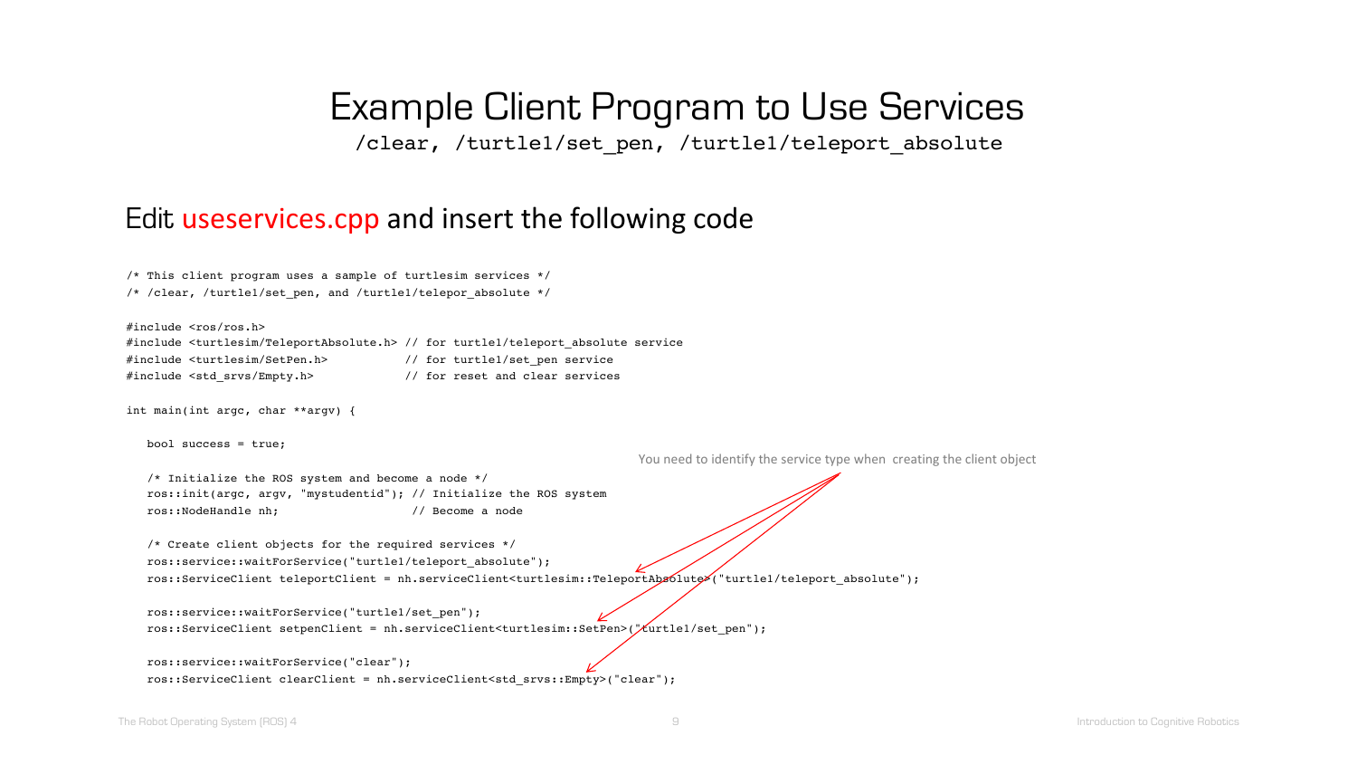# Example Client Program to Use Services

/clear, /turtle1/set_pen, /turtle1/teleport_absolute

## Edit useservices.cpp and insert the following code

```
/* This client program uses a sample of turtlesim services */
/* /clear, /turtle1/set_pen, and /turtle1/telepor_absolute */

#include <ros/ros.h>
#include <turtlesim/TeleportAbsolute.h> // for turtle1/teleport_absolute service
#include <turtlesim/SetPen.h>           // for turtle1/set_pen service
#include <std_srvs/Empty.h>             // for reset and clear services

int main(int argc, char **argv) {

   bool success = true;

   /* Initialize the ROS system and become a node */
   ros::init(argc, argv, "mystudentid"); // Initialize the ROS system
   ros::NodeHandle nh;                   // Become a node

   /* Create client objects for the required services */
   ros::service::waitForService("turtle1/teleport_absolute");
   ros::ServiceClient teleportClient = nh.serviceClient<turtlesim::TeleportAbsolute>("turtle1/teleport_absolute");

   ros::service::waitForService("turtle1/set_pen");
   ros::ServiceClient setpenClient = nh.serviceClient<turtlesim::SetPen>("turtle1/set_pen");

   ros::service::waitForService("clear");
   ros::ServiceClient clearClient = nh.serviceClient<std_srvs::Empty>("clear");
```

You need to identify the service type when creating the client object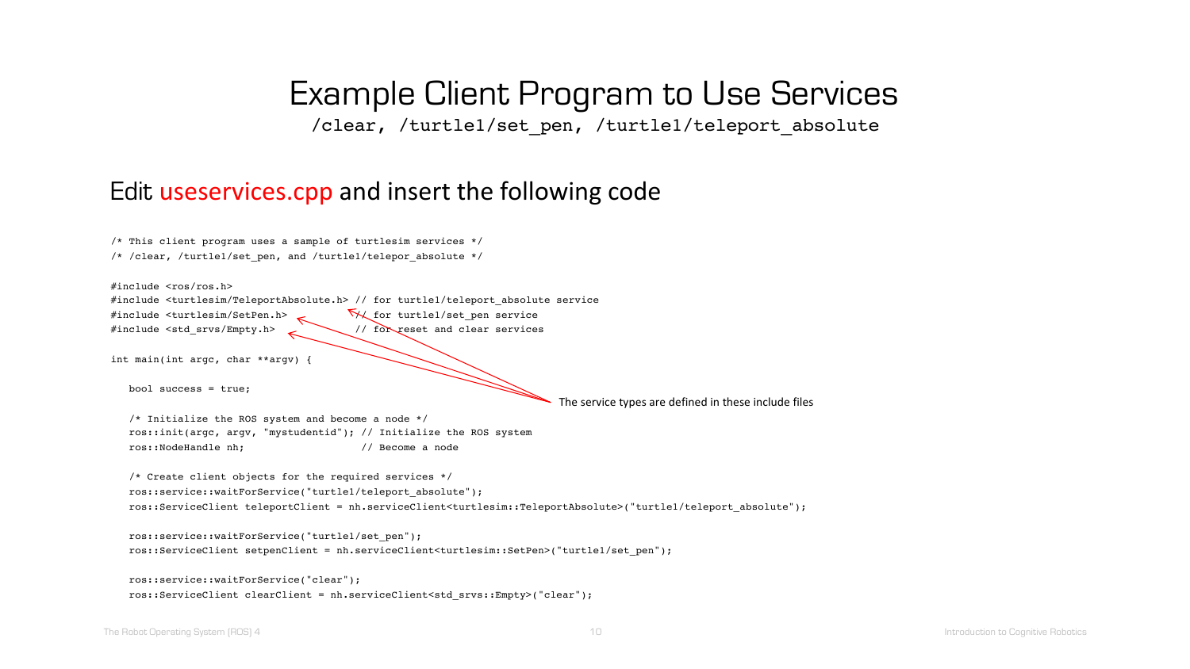# Example Client Program to Use Services

/clear, /turtle1/set_pen, /turtle1/teleport_absolute

## Edit useservices.cpp and insert the following code

```
/* This client program uses a sample of turtlesim services */
/* /clear, /turtle1/set_pen, and /turtle1/telepor_absolute */

#include <ros/ros.h>
#include <turtlesim/TeleportAbsolute.h> // for turtle1/teleport_absolute service
#include <turtlesim/SetPen.h>           // for turtle1/set_pen service
#include <std_srvs/Empty.h>             // for reset and clear services

int main(int argc, char **argv) {

   bool success = true;

   /* Initialize the ROS system and become a node */
   ros::init(argc, argv, "mystudentid"); // Initialize the ROS system
   ros::NodeHandle nh;                   // Become a node

   /* Create client objects for the required services */
   ros::service::waitForService("turtle1/teleport_absolute");
   ros::ServiceClient teleportClient = nh.serviceClient<turtlesim::TeleportAbsolute>("turtle1/teleport_absolute");

   ros::service::waitForService("turtle1/set_pen");
   ros::ServiceClient setpenClient = nh.serviceClient<turtlesim::SetPen>("turtle1/set_pen");

   ros::service::waitForService("clear");
   ros::ServiceClient clearClient = nh.serviceClient<std_srvs::Empty>("clear");
```

The service types are defined in these include files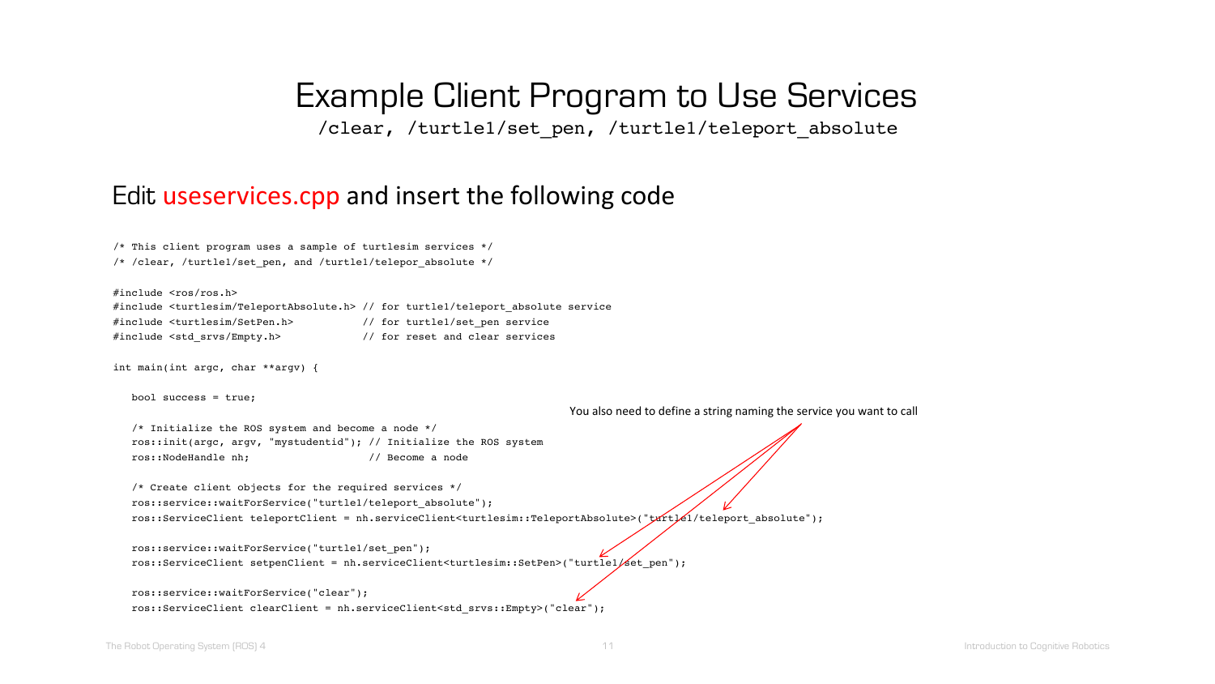# Example Client Program to Use Services

/clear, /turtle1/set_pen, /turtle1/teleport_absolute

## Edit useservices.cpp and insert the following code

You also need to define a string naming the service you want to call

```
/* This client program uses a sample of turtlesim services */
/* /clear, /turtle1/set_pen, and /turtle1/telepor_absolute */

#include <ros/ros.h>
#include <turtlesim/TeleportAbsolute.h> // for turtle1/teleport_absolute service
#include <turtlesim/SetPen.h>           // for turtle1/set_pen service
#include <std_srvs/Empty.h>             // for reset and clear services

int main(int argc, char **argv) {

   bool success = true;

   /* Initialize the ROS system and become a node */
   ros::init(argc, argv, "mystudentid"); // Initialize the ROS system
   ros::NodeHandle nh;                   // Become a node

   /* Create client objects for the required services */
   ros::service::waitForService("turtle1/teleport_absolute");
   ros::ServiceClient teleportClient = nh.serviceClient<turtlesim::TeleportAbsolute>("turtle1/teleport_absolute");

   ros::service::waitForService("turtle1/set_pen");
   ros::ServiceClient setpenClient = nh.serviceClient<turtlesim::SetPen>("turtle1/set_pen");

   ros::service::waitForService("clear");
   ros::ServiceClient clearClient = nh.serviceClient<std_srvs::Empty>("clear");
```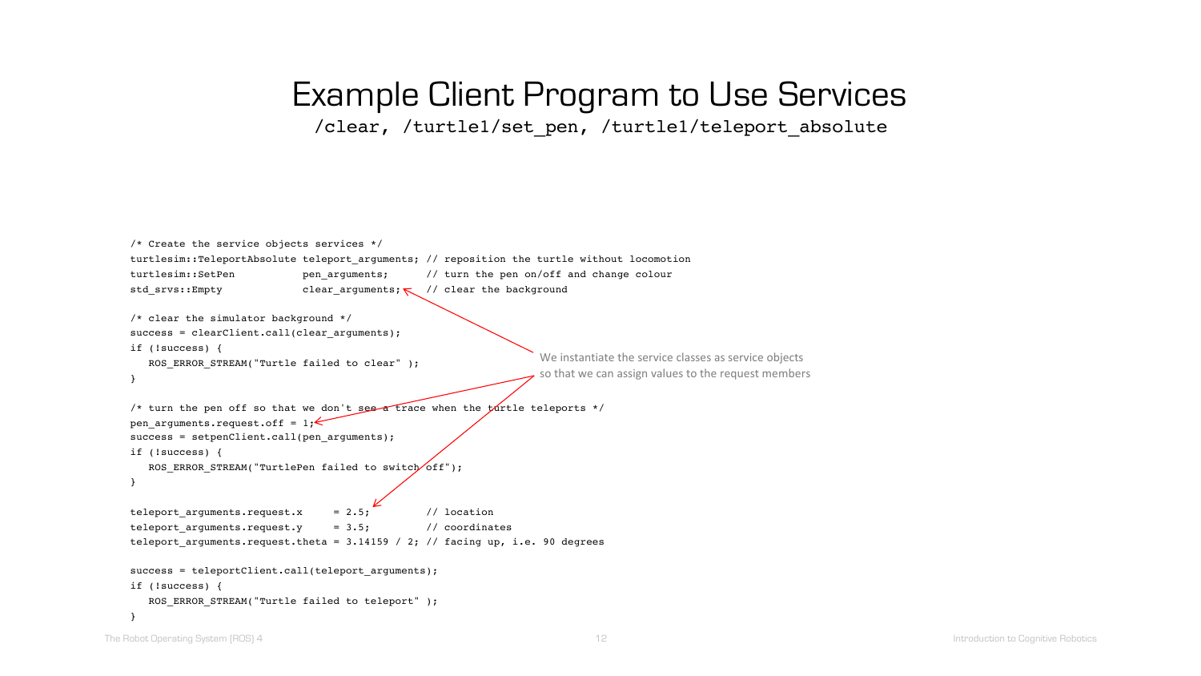# Example Client Program to Use Services

/clear, /turtle1/set_pen, /turtle1/teleport_absolute

```
/* Create the service objects services */
turtlesim::TeleportAbsolute teleport_arguments; // reposition the turtle without locomotion
turtlesim::SetPen           pen_arguments;      // turn the pen on/off and change colour
std_srvs::Empty             clear_arguments;    // clear the background

/* clear the simulator background */
success = clearClient.call(clear_arguments);
if (!success) {
   ROS_ERROR_STREAM("Turtle failed to clear" );
}

/* turn the pen off so that we don't see a trace when the turtle teleports */
pen_arguments.request.off = 1;
success = setpenClient.call(pen_arguments);
if (!success) {
   ROS_ERROR_STREAM("TurtlePen failed to switch off");
}

teleport_arguments.request.x     = 2.5;         // location
teleport_arguments.request.y     = 3.5;         // coordinates
teleport_arguments.request.theta = 3.14159 / 2; // facing up, i.e. 90 degrees

success = teleportClient.call(teleport_arguments);
if (!success) {
   ROS_ERROR_STREAM("Turtle failed to teleport" );
}
```

We instantiate the service classes as service objects so that we can assign values to the request members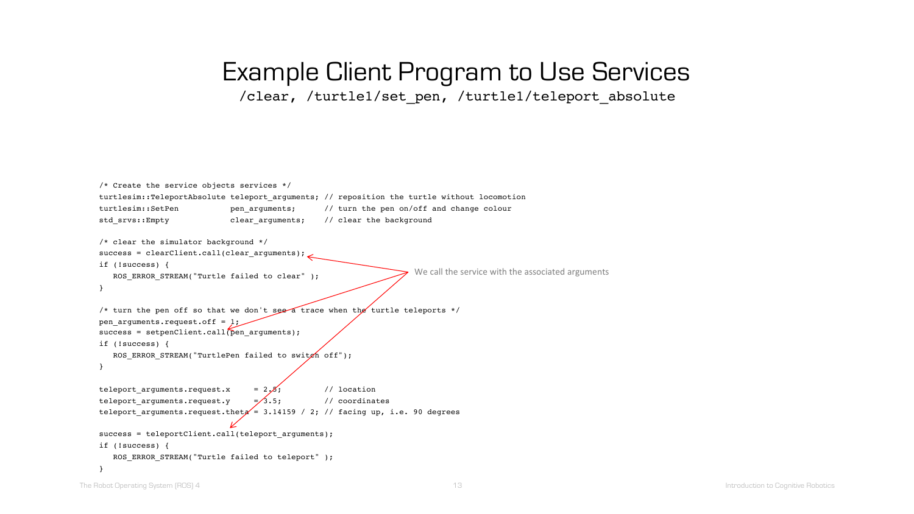# Example Client Program to Use Services

/clear, /turtle1/set_pen, /turtle1/teleport_absolute

```
/* Create the service objects services */
turtlesim::TeleportAbsolute teleport_arguments; // reposition the turtle without locomotion
turtlesim::SetPen           pen_arguments;      // turn the pen on/off and change colour
std_srvs::Empty             clear_arguments;    // clear the background

/* clear the simulator background */
success = clearClient.call(clear_arguments);
if (!success) {
   ROS_ERROR_STREAM("Turtle failed to clear" );
}

/* turn the pen off so that we don't see a trace when the turtle teleports */
pen_arguments.request.off = 1;
success = setpenClient.call(pen_arguments);
if (!success) {
   ROS_ERROR_STREAM("TurtlePen failed to switch off");
}

teleport_arguments.request.x     = 2.5;         // location
teleport_arguments.request.y     = 3.5;         // coordinates
teleport_arguments.request.theta = 3.14159 / 2; // facing up, i.e. 90 degrees

success = teleportClient.call(teleport_arguments);
if (!success) {
   ROS_ERROR_STREAM("Turtle failed to teleport" );
}
```

We call the service with the associated arguments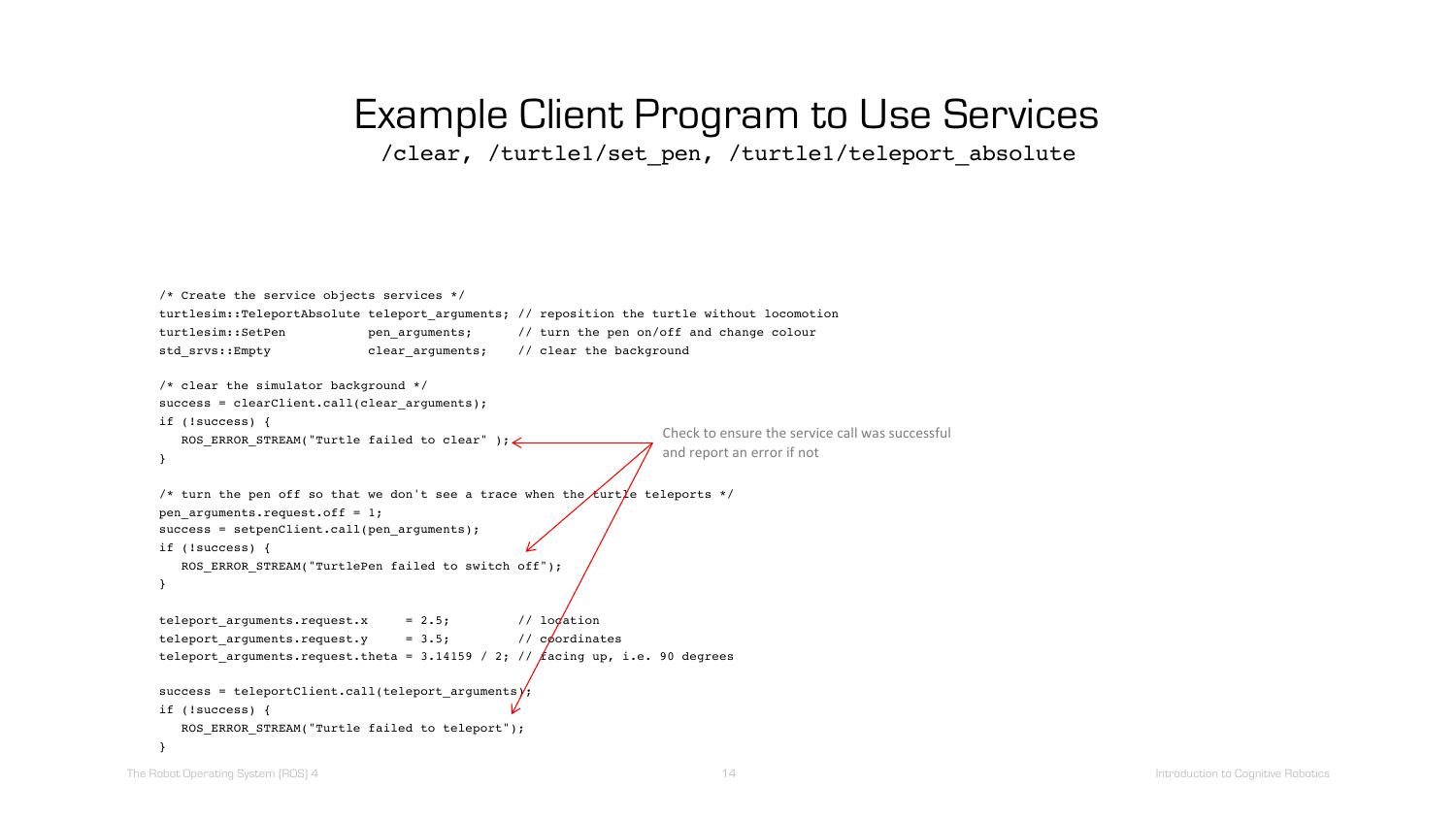# Example Client Program to Use Services

/clear, /turtle1/set_pen, /turtle1/teleport_absolute

```
/* Create the service objects services */
turtlesim::TeleportAbsolute teleport_arguments; // reposition the turtle without locomotion
turtlesim::SetPen           pen_arguments;      // turn the pen on/off and change colour
std_srvs::Empty             clear_arguments;    // clear the background

/* clear the simulator background */
success = clearClient.call(clear_arguments);
if (!success) {
   ROS_ERROR_STREAM("Turtle failed to clear" );
}

/* turn the pen off so that we don't see a trace when the turtle teleports */
pen_arguments.request.off = 1;
success = setpenClient.call(pen_arguments);
if (!success) {
   ROS_ERROR_STREAM("TurtlePen failed to switch off");
}

teleport_arguments.request.x     = 2.5;          // location
teleport_arguments.request.y     = 3.5;          // coordinates
teleport_arguments.request.theta = 3.14159 / 2; // facing up, i.e. 90 degrees

success = teleportClient.call(teleport_arguments);
if (!success) {
   ROS_ERROR_STREAM("Turtle failed to teleport");
}
```

Check to ensure the service call was successful and report an error if not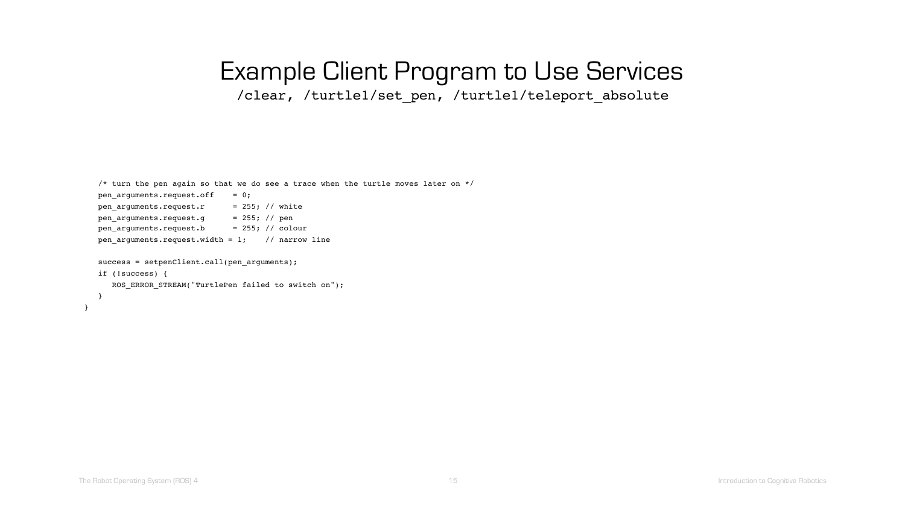# Example Client Program to Use Services

/clear, /turtle1/set_pen, /turtle1/teleport_absolute

```
   /* turn the pen again so that we do see a trace when the turtle moves later on */
   pen_arguments.request.off    = 0;
   pen_arguments.request.r      = 255; // white
   pen_arguments.request.g      = 255; // pen
   pen_arguments.request.b      = 255; // colour
   pen_arguments.request.width = 1;    // narrow line

   success = setpenClient.call(pen_arguments);
   if (!success) {
      ROS_ERROR_STREAM("TurtlePen failed to switch on");
   }
}
```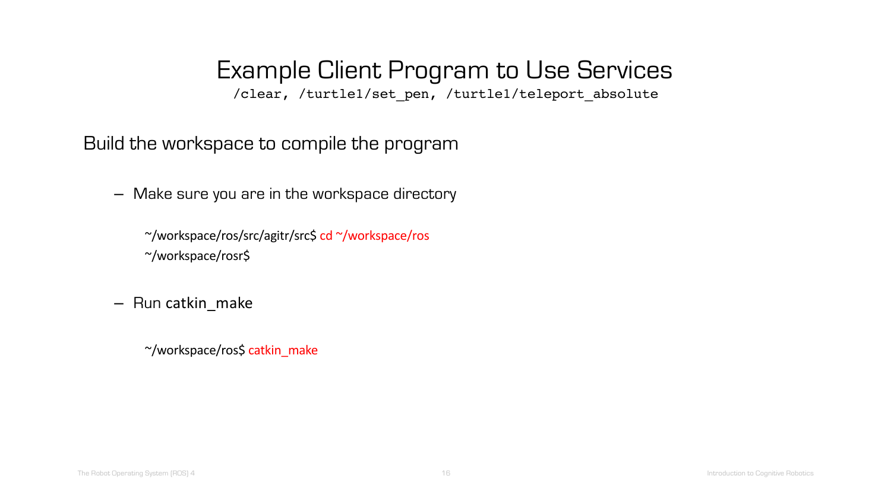# Example Client Program to Use Services

/clear, /turtle1/set_pen, /turtle1/teleport_absolute

Build the workspace to compile the program

- Make sure you are in the workspace directory

```
~/workspace/ros/src/agitr/src$ cd ~/workspace/ros
~/workspace/rosr$
```

- Run catkin_make

```
~/workspace/ros$ catkin_make
```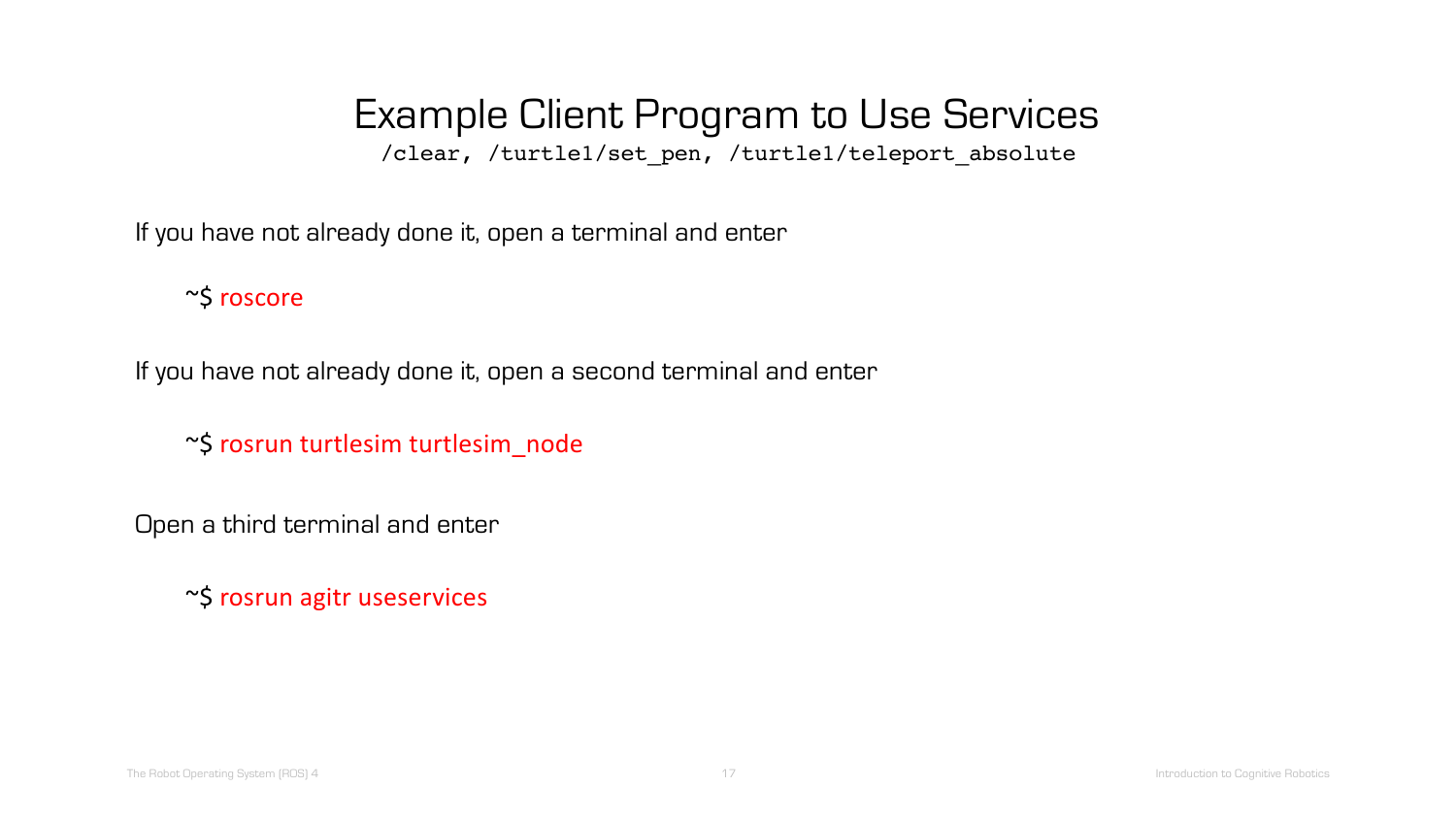# Example Client Program to Use Services

`/clear, /turtle1/set_pen, /turtle1/teleport_absolute`

If you have not already done it, open a terminal and enter

```
~$ roscore
```

If you have not already done it, open a second terminal and enter

```
~$ rosrun turtlesim turtlesim_node
```

Open a third terminal and enter

```
~$ rosrun agitr useservices
```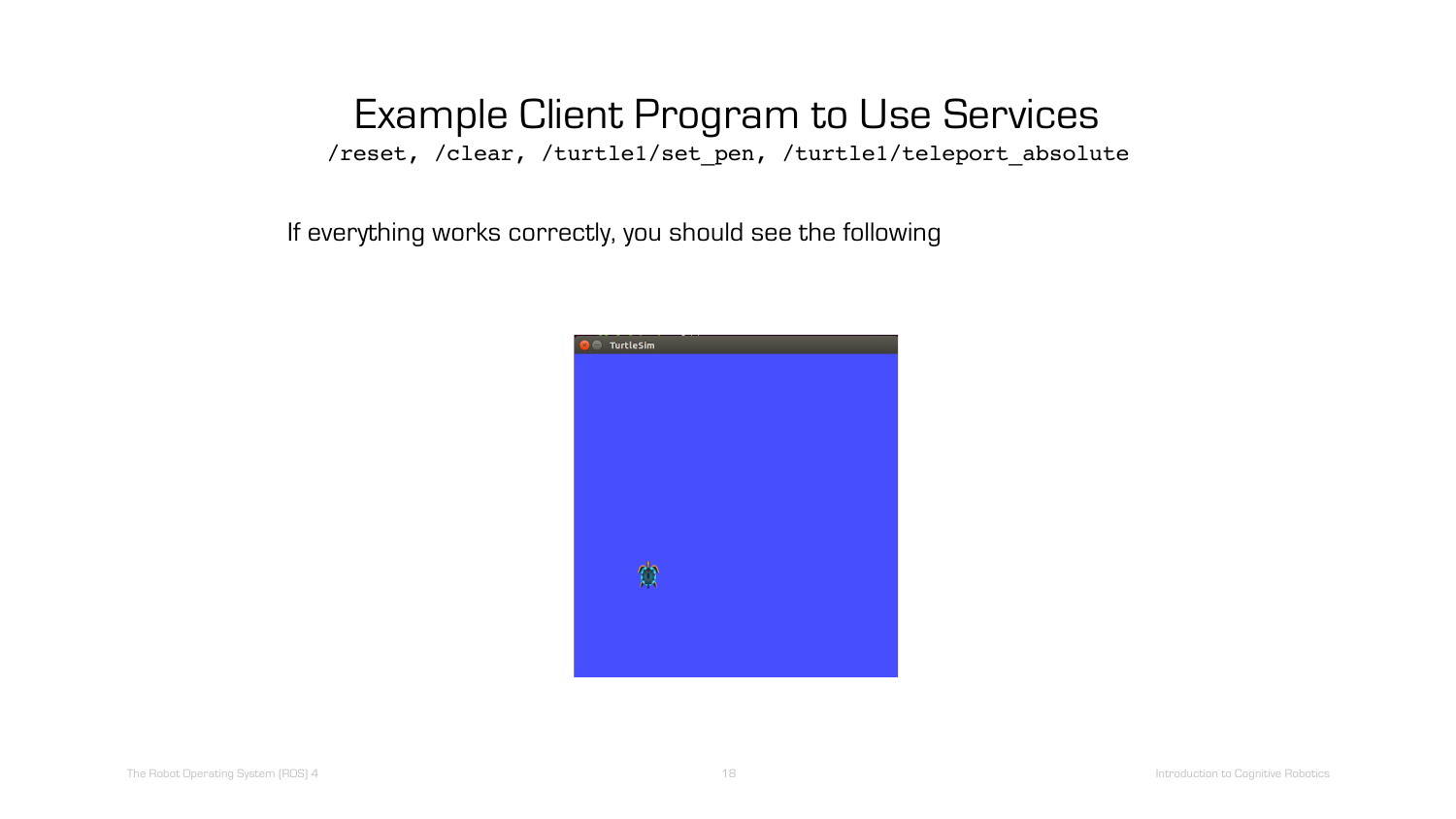# Example Client Program to Use Services

`/reset, /clear, /turtle1/set_pen, /turtle1/teleport_absolute`

If everything works correctly, you should see the following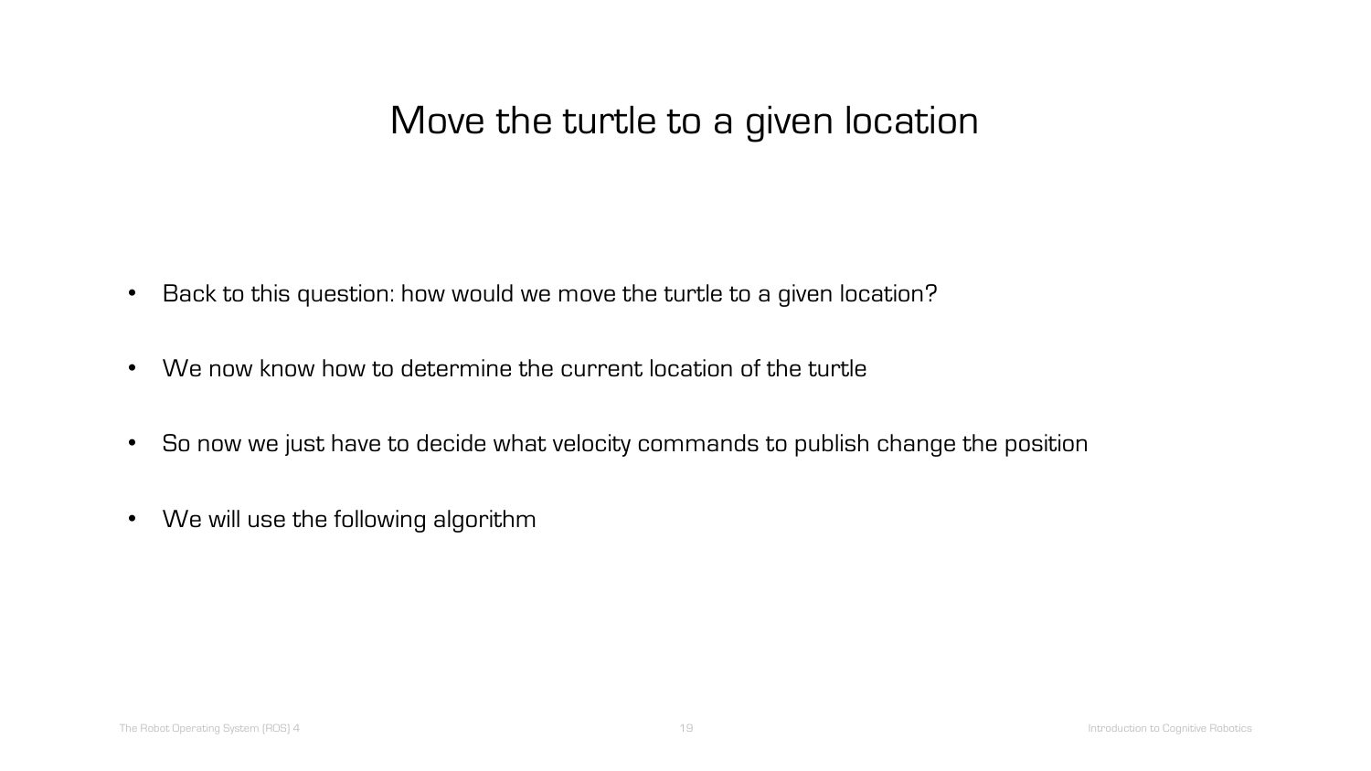# Move the turtle to a given location

- Back to this question: how would we move the turtle to a given location?
- We now know how to determine the current location of the turtle
- So now we just have to decide what velocity commands to publish change the position
- We will use the following algorithm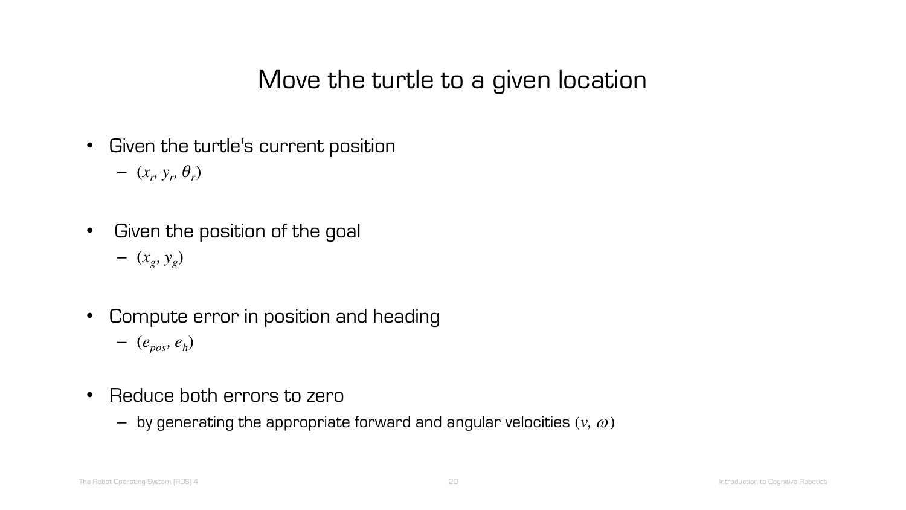# Move the turtle to a given location

- Given the turtle's current position
  - $(x_r, y_r, \theta_r)$
- Given the position of the goal
  - $(x_g, y_g)$
- Compute error in position and heading
  - $(e_{pos}, e_h)$
- Reduce both errors to zero
  - by generating the appropriate forward and angular velocities $(v, \omega)$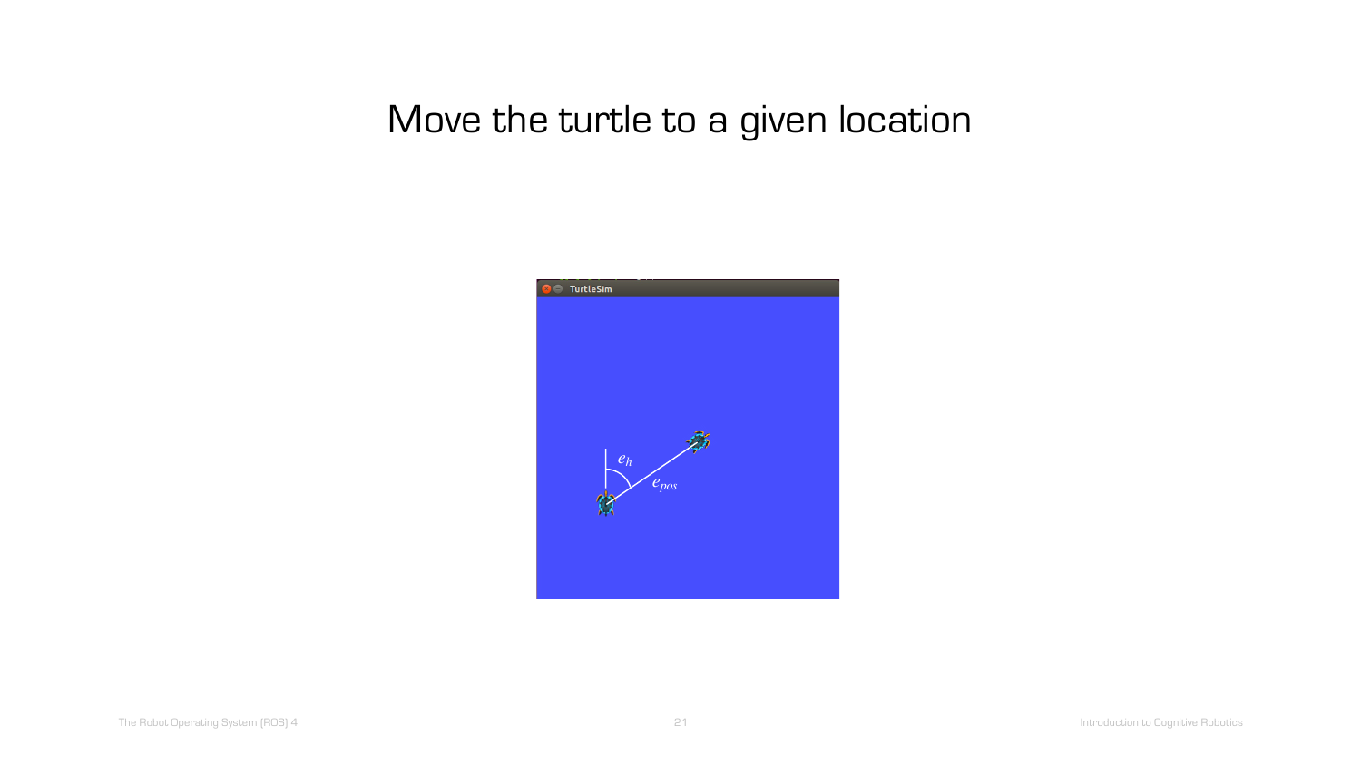# Move the turtle to a given location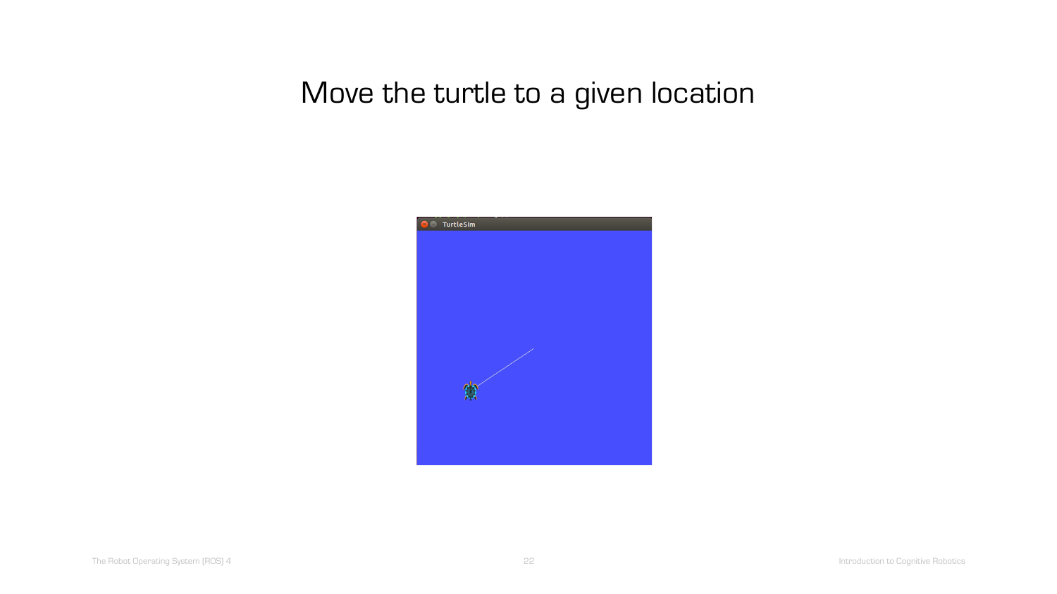# Move the turtle to a given location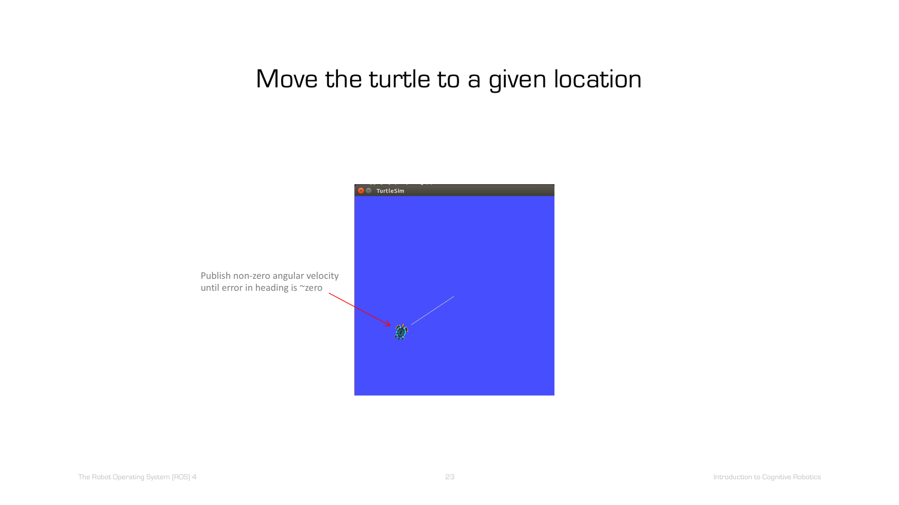# Move the turtle to a given location

Publish non-zero angular velocity until error in heading is ~zero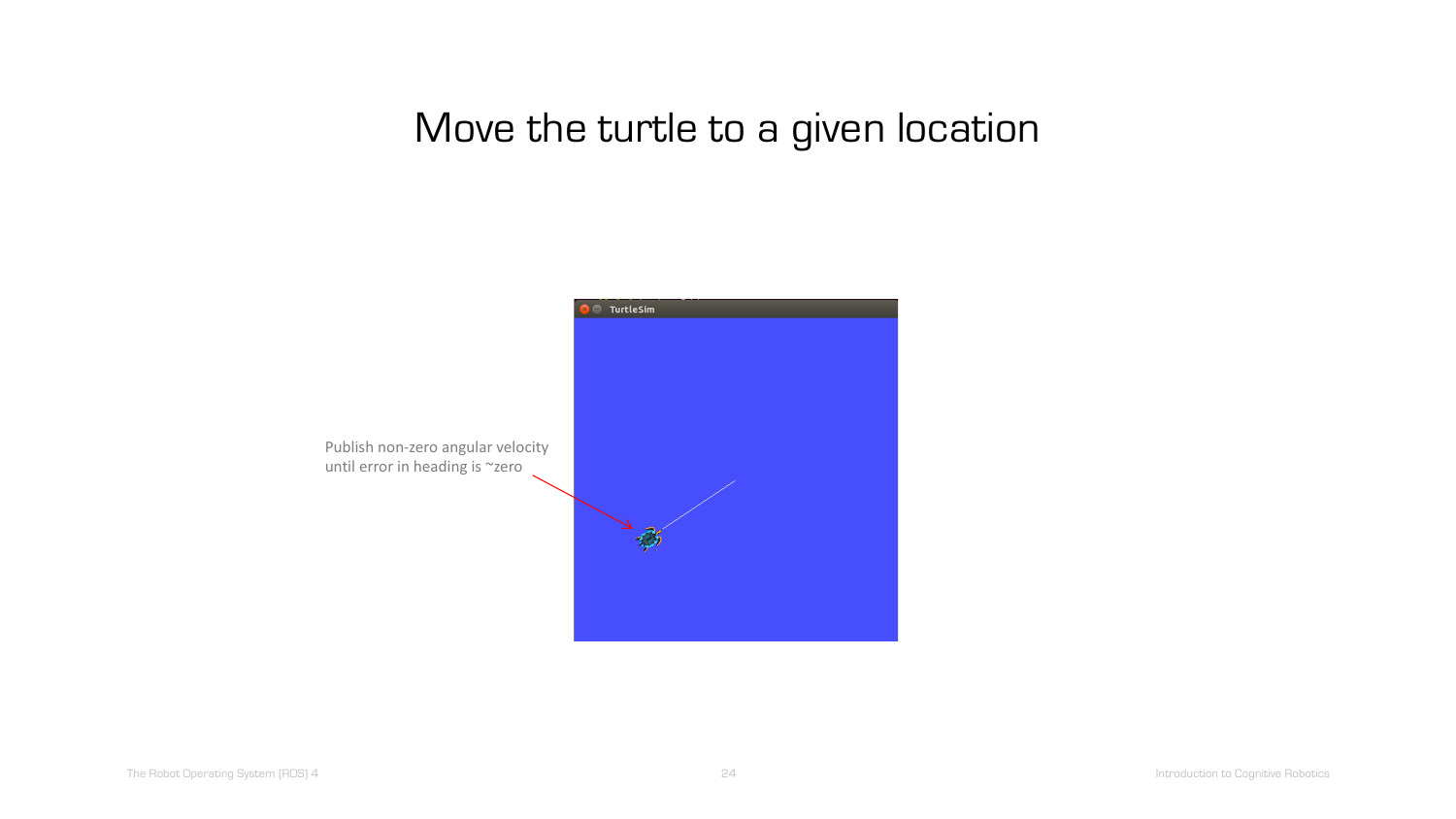# Move the turtle to a given location

Publish non-zero angular velocity until error in heading is ~zero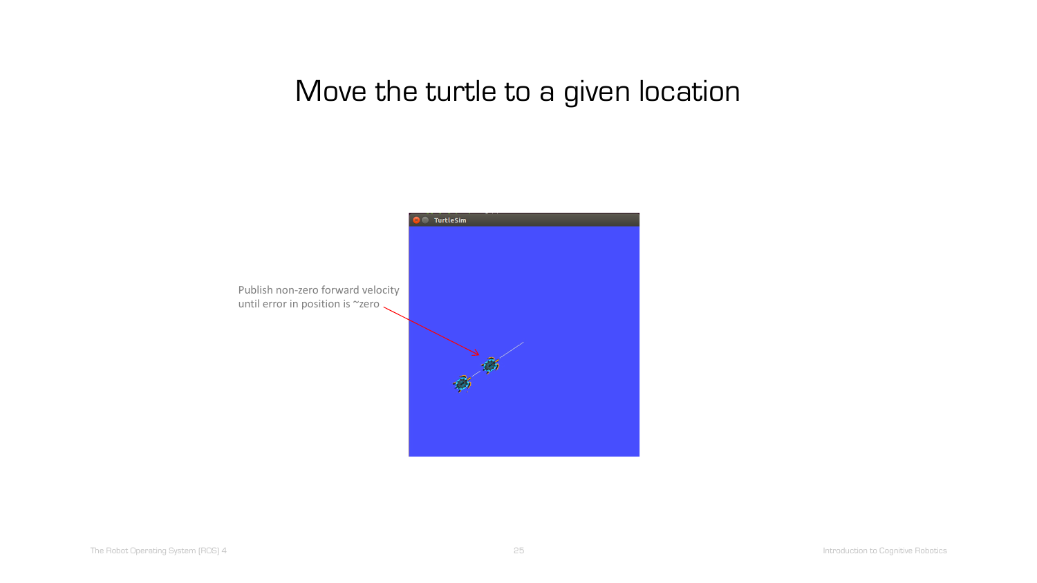# Move the turtle to a given location

Publish non-zero forward velocity until error in position is ~zero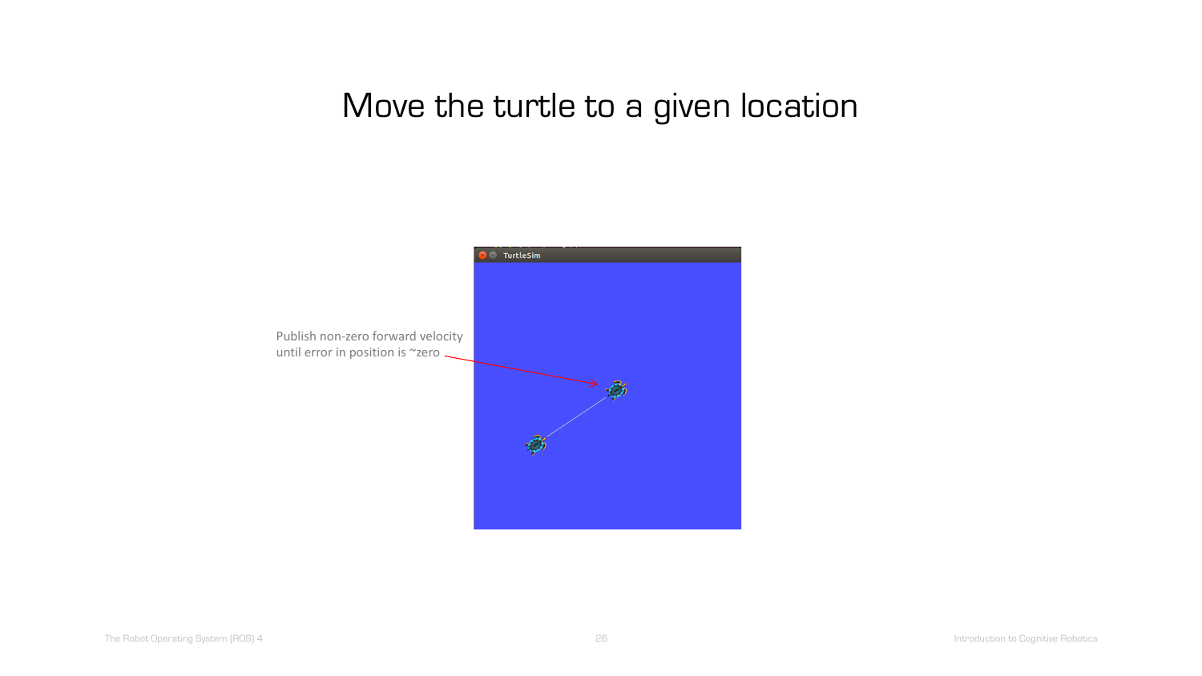# Move the turtle to a given location

Publish non-zero forward velocity until error in position is ~zero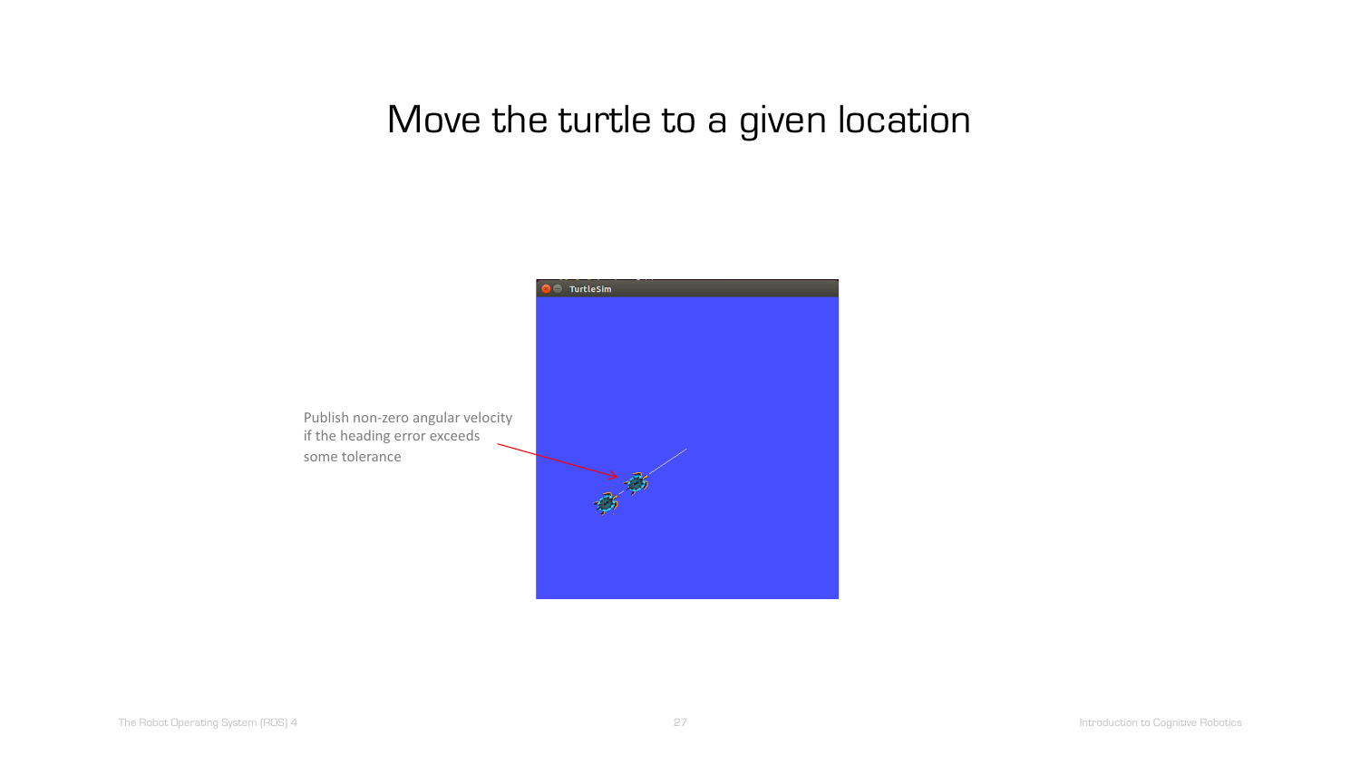# Move the turtle to a given location

Publish non-zero angular velocity if the heading error exceeds some tolerance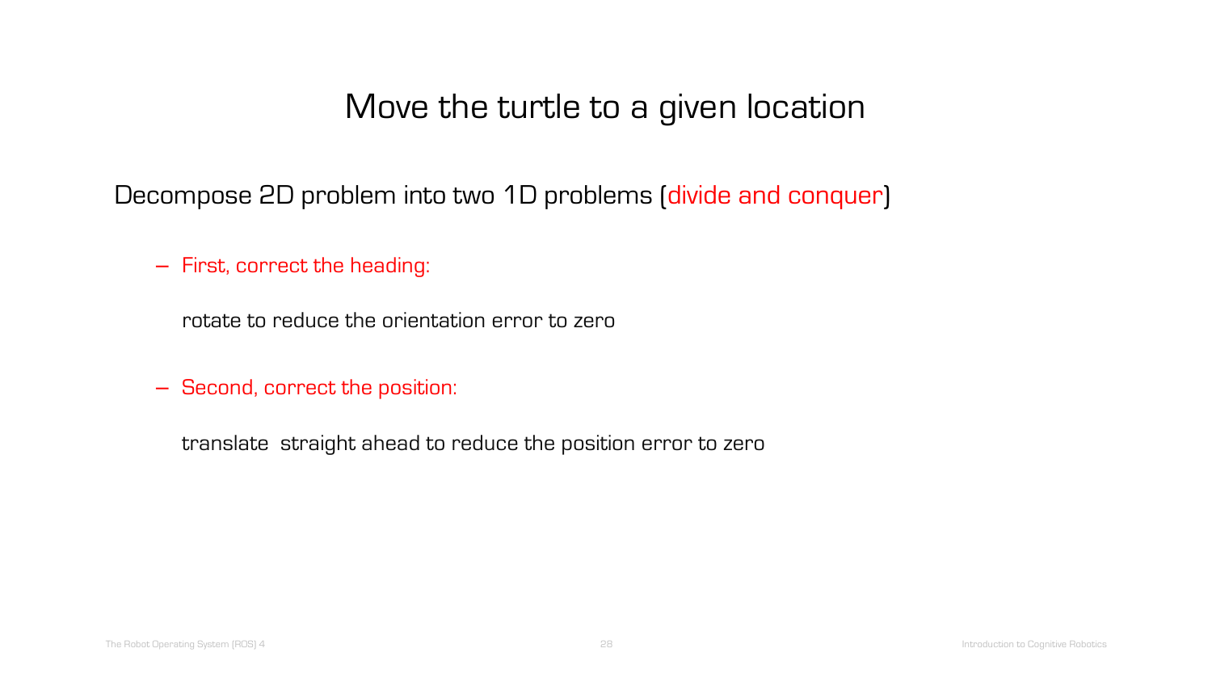# Move the turtle to a given location

Decompose 2D problem into two 1D problems (divide and conquer)

- First, correct the heading:

  rotate to reduce the orientation error to zero

- Second, correct the position:

  translate  straight ahead to reduce the position error to zero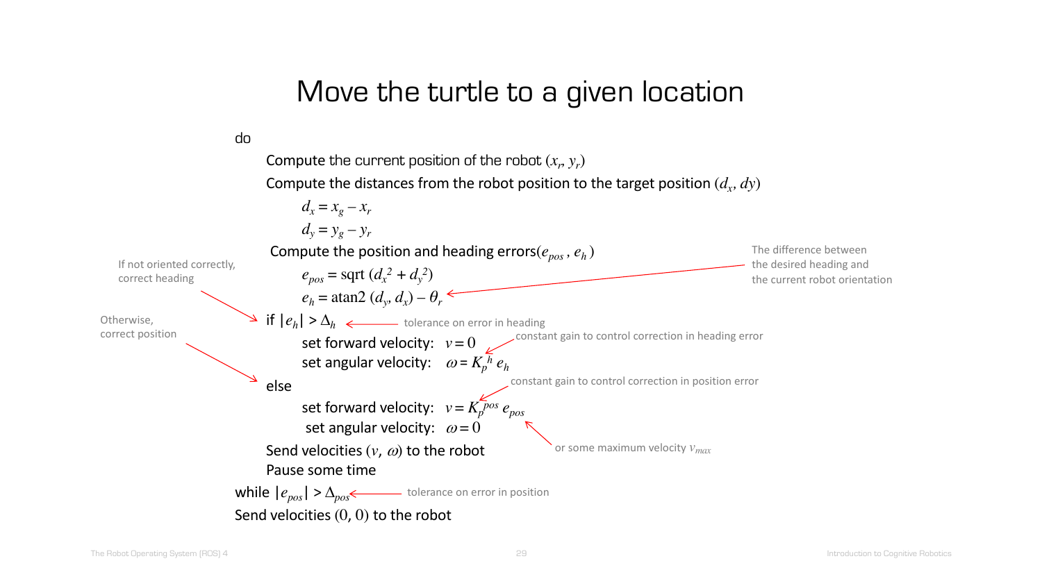# Move the turtle to a given location

do

&nbsp;&nbsp;&nbsp;&nbsp;Compute the current position of the robot $(x_r, y_r)$

&nbsp;&nbsp;&nbsp;&nbsp;Compute the distances from the robot position to the target position $(d_x, dy)$

$$d_x = x_g - x_r$$

$$d_y = y_g - y_r$$

&nbsp;&nbsp;&nbsp;&nbsp;Compute the position and heading errors $(e_{pos}, e_h)$

$$e_{pos} = \text{sqrt}\,(d_x^2 + d_y^2)$$

$$e_h = \text{atan2}\,(d_y, d_x) - \theta_r$$ ← The difference between the desired heading and the current robot orientation

&nbsp;&nbsp;&nbsp;&nbsp;if $|e_h| > \Delta_h$ ← tolerance on error in heading *(If not oriented correctly, correct heading)*

&nbsp;&nbsp;&nbsp;&nbsp;&nbsp;&nbsp;&nbsp;&nbsp;set forward velocity: $v = 0$

&nbsp;&nbsp;&nbsp;&nbsp;&nbsp;&nbsp;&nbsp;&nbsp;set angular velocity: $\omega = K_p^h\, e_h$ ← constant gain to control correction in heading error

&nbsp;&nbsp;&nbsp;&nbsp;else *(Otherwise, correct position)*

&nbsp;&nbsp;&nbsp;&nbsp;&nbsp;&nbsp;&nbsp;&nbsp;set forward velocity: $v = K_p^{pos}\, e_{pos}$ ← constant gain to control correction in position error; or some maximum velocity $v_{max}$

&nbsp;&nbsp;&nbsp;&nbsp;&nbsp;&nbsp;&nbsp;&nbsp;set angular velocity: $\omega = 0$

&nbsp;&nbsp;&nbsp;&nbsp;Send velocities $(v, \omega)$ to the robot

&nbsp;&nbsp;&nbsp;&nbsp;Pause some time

while $|e_{pos}| > \Delta_{pos}$ ← tolerance on error in position

Send velocities $(0, 0)$ to the robot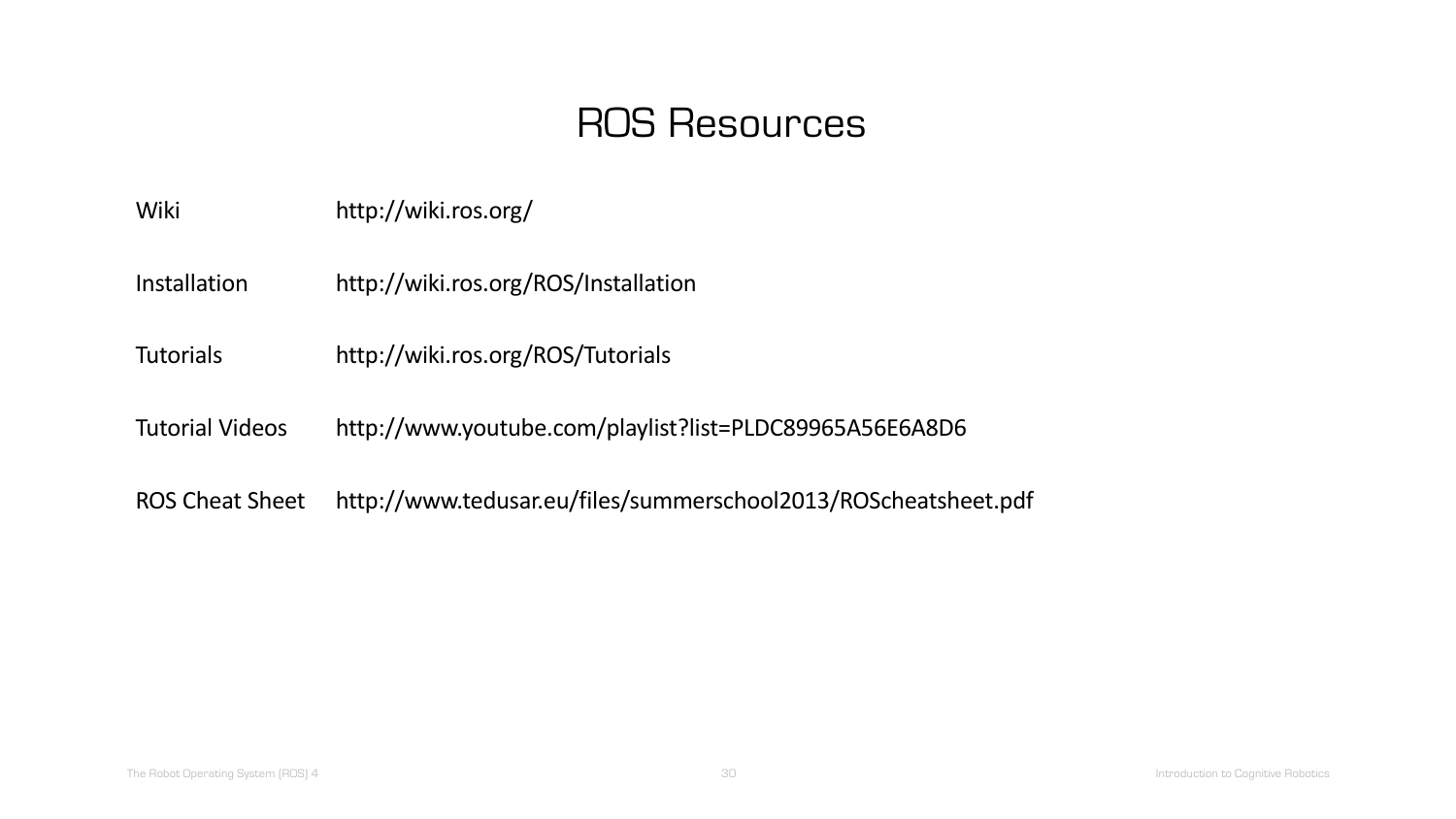# ROS Resources

| | |
|---|---|
| Wiki | http://wiki.ros.org/ |
| Installation | http://wiki.ros.org/ROS/Installation |
| Tutorials | http://wiki.ros.org/ROS/Tutorials |
| Tutorial Videos | http://www.youtube.com/playlist?list=PLDC89965A56E6A8D6 |
| ROS Cheat Sheet | http://www.tedusar.eu/files/summerschool2013/ROScheatsheet.pdf |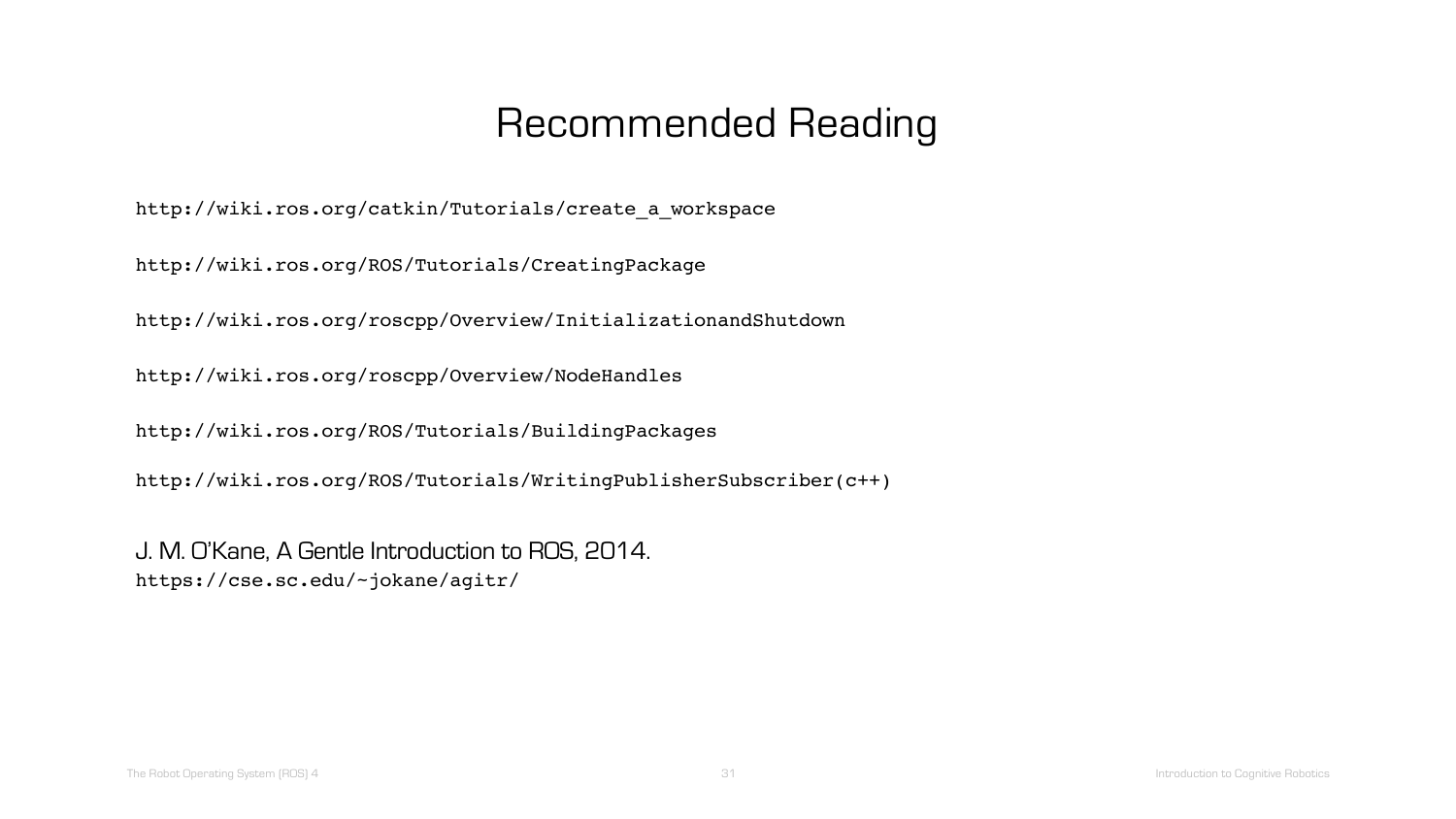# Recommended Reading

http://wiki.ros.org/catkin/Tutorials/create_a_workspace

http://wiki.ros.org/ROS/Tutorials/CreatingPackage

http://wiki.ros.org/roscpp/Overview/InitializationandShutdown

http://wiki.ros.org/roscpp/Overview/NodeHandles

http://wiki.ros.org/ROS/Tutorials/BuildingPackages

http://wiki.ros.org/ROS/Tutorials/WritingPublisherSubscriber(c++)

J. M. O'Kane, A Gentle Introduction to ROS, 2014.
https://cse.sc.edu/~jokane/agitr/